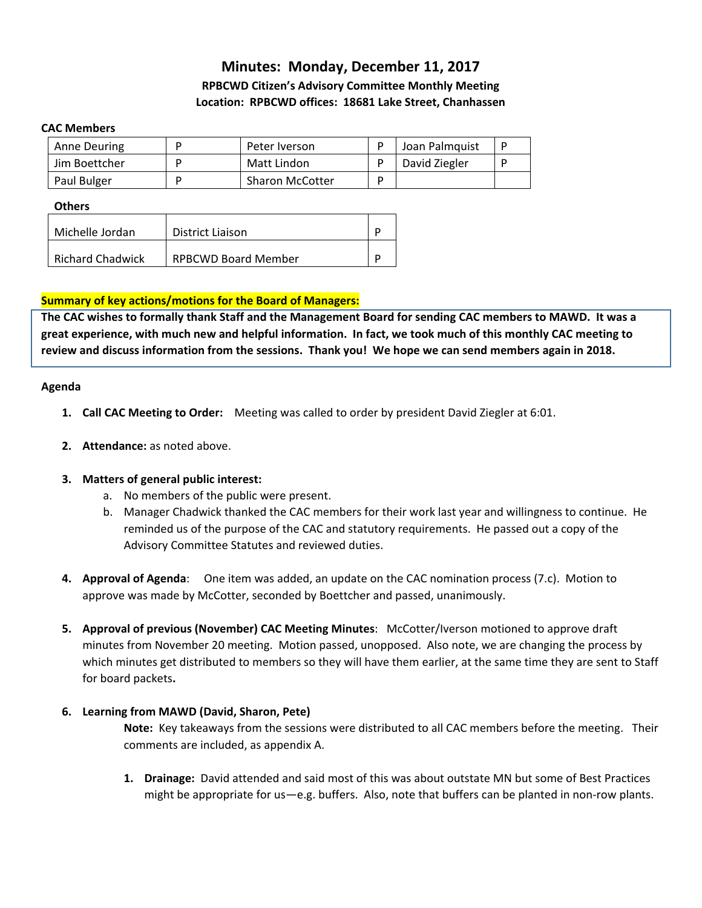# Minutes: Monday, December 11, 2017

### RPBCWD Citizen's Advisory Committee Monthly Meeting

### Location: RPBCWD offices: 18681 Lake Street, Chanhassen

**CAC Members**

| | | | | | |
|---|---|---|---|---|---|
| Anne Deuring | P | Peter Iverson | P | Joan Palmquist | P |
| Jim Boettcher | P | Matt Lindon | P | David Ziegler | P |
| Paul Bulger | P | Sharon McCotter | P | | |

**Others**

| | | |
|---|---|---|
| Michelle Jordan | District Liaison | P |
| Richard Chadwick | RPBCWD Board Member | P |

**Summary of key actions/motions for the Board of Managers:**

**The CAC wishes to formally thank Staff and the Management Board for sending CAC members to MAWD. It was a great experience, with much new and helpful information. In fact, we took much of this monthly CAC meeting to review and discuss information from the sessions. Thank you! We hope we can send members again in 2018.**

**Agenda**

1. **Call CAC Meeting to Order:** Meeting was called to order by president David Ziegler at 6:01.

2. **Attendance:** as noted above.

3. **Matters of general public interest:**
   a. No members of the public were present.
   b. Manager Chadwick thanked the CAC members for their work last year and willingness to continue. He reminded us of the purpose of the CAC and statutory requirements. He passed out a copy of the Advisory Committee Statutes and reviewed duties.

4. **Approval of Agenda**: One item was added, an update on the CAC nomination process (7.c). Motion to approve was made by McCotter, seconded by Boettcher and passed, unanimously.

5. **Approval of previous (November) CAC Meeting Minutes**: McCotter/Iverson motioned to approve draft minutes from November 20 meeting. Motion passed, unopposed. Also note, we are changing the process by which minutes get distributed to members so they will have them earlier, at the same time they are sent to Staff for board packets**.**

6. **Learning from MAWD (David, Sharon, Pete)**

   **Note:** Key takeaways from the sessions were distributed to all CAC members before the meeting. Their comments are included, as appendix A.

   1. **Drainage:** David attended and said most of this was about outstate MN but some of Best Practices might be appropriate for us—e.g. buffers. Also, note that buffers can be planted in non-row plants.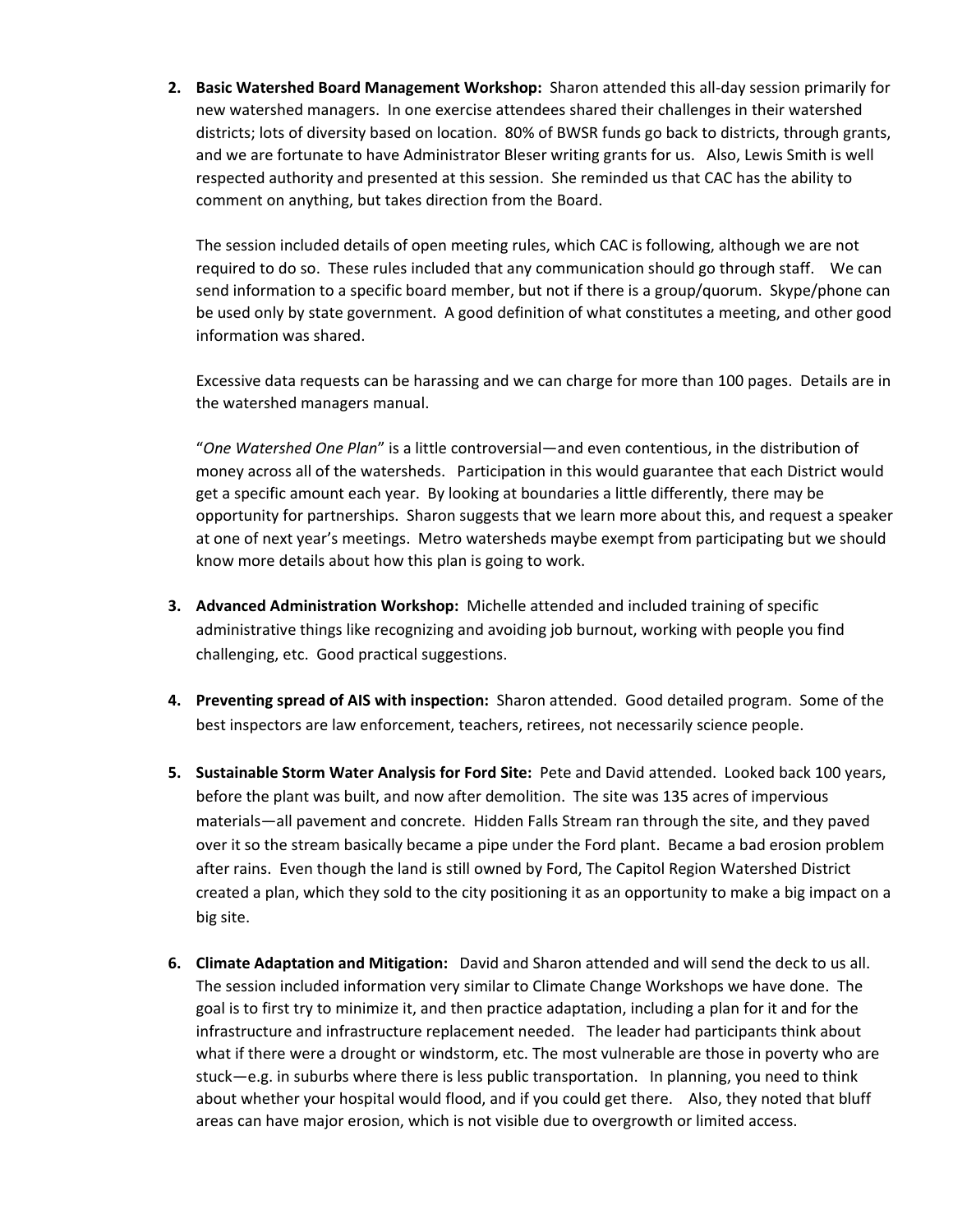2. **Basic Watershed Board Management Workshop:** Sharon attended this all-day session primarily for new watershed managers. In one exercise attendees shared their challenges in their watershed districts; lots of diversity based on location. 80% of BWSR funds go back to districts, through grants, and we are fortunate to have Administrator Bleser writing grants for us. Also, Lewis Smith is well respected authority and presented at this session. She reminded us that CAC has the ability to comment on anything, but takes direction from the Board.

   The session included details of open meeting rules, which CAC is following, although we are not required to do so. These rules included that any communication should go through staff. We can send information to a specific board member, but not if there is a group/quorum. Skype/phone can be used only by state government. A good definition of what constitutes a meeting, and other good information was shared.

   Excessive data requests can be harassing and we can charge for more than 100 pages. Details are in the watershed managers manual.

   "*One Watershed One Plan*" is a little controversial—and even contentious, in the distribution of money across all of the watersheds. Participation in this would guarantee that each District would get a specific amount each year. By looking at boundaries a little differently, there may be opportunity for partnerships. Sharon suggests that we learn more about this, and request a speaker at one of next year's meetings. Metro watersheds maybe exempt from participating but we should know more details about how this plan is going to work.

3. **Advanced Administration Workshop:** Michelle attended and included training of specific administrative things like recognizing and avoiding job burnout, working with people you find challenging, etc. Good practical suggestions.

4. **Preventing spread of AIS with inspection:** Sharon attended. Good detailed program. Some of the best inspectors are law enforcement, teachers, retirees, not necessarily science people.

5. **Sustainable Storm Water Analysis for Ford Site:** Pete and David attended. Looked back 100 years, before the plant was built, and now after demolition. The site was 135 acres of impervious materials—all pavement and concrete. Hidden Falls Stream ran through the site, and they paved over it so the stream basically became a pipe under the Ford plant. Became a bad erosion problem after rains. Even though the land is still owned by Ford, The Capitol Region Watershed District created a plan, which they sold to the city positioning it as an opportunity to make a big impact on a big site.

6. **Climate Adaptation and Mitigation:** David and Sharon attended and will send the deck to us all. The session included information very similar to Climate Change Workshops we have done. The goal is to first try to minimize it, and then practice adaptation, including a plan for it and for the infrastructure and infrastructure replacement needed. The leader had participants think about what if there were a drought or windstorm, etc. The most vulnerable are those in poverty who are stuck—e.g. in suburbs where there is less public transportation. In planning, you need to think about whether your hospital would flood, and if you could get there. Also, they noted that bluff areas can have major erosion, which is not visible due to overgrowth or limited access.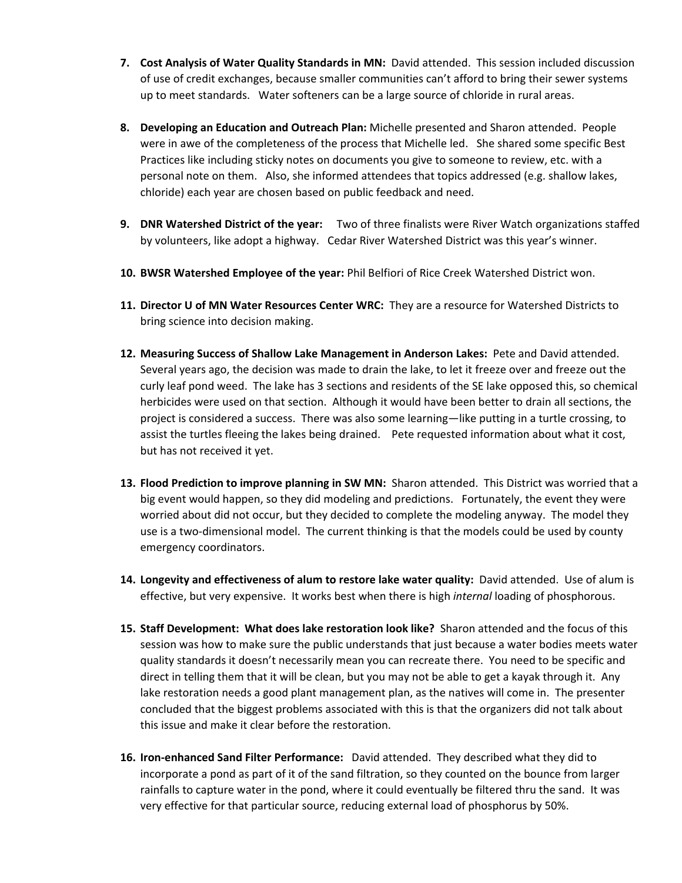7. **Cost Analysis of Water Quality Standards in MN:** David attended. This session included discussion of use of credit exchanges, because smaller communities can't afford to bring their sewer systems up to meet standards. Water softeners can be a large source of chloride in rural areas.

8. **Developing an Education and Outreach Plan:** Michelle presented and Sharon attended. People were in awe of the completeness of the process that Michelle led. She shared some specific Best Practices like including sticky notes on documents you give to someone to review, etc. with a personal note on them. Also, she informed attendees that topics addressed (e.g. shallow lakes, chloride) each year are chosen based on public feedback and need.

9. **DNR Watershed District of the year:** Two of three finalists were River Watch organizations staffed by volunteers, like adopt a highway. Cedar River Watershed District was this year's winner.

10. **BWSR Watershed Employee of the year:** Phil Belfiori of Rice Creek Watershed District won.

11. **Director U of MN Water Resources Center WRC:** They are a resource for Watershed Districts to bring science into decision making.

12. **Measuring Success of Shallow Lake Management in Anderson Lakes:** Pete and David attended. Several years ago, the decision was made to drain the lake, to let it freeze over and freeze out the curly leaf pond weed. The lake has 3 sections and residents of the SE lake opposed this, so chemical herbicides were used on that section. Although it would have been better to drain all sections, the project is considered a success. There was also some learning—like putting in a turtle crossing, to assist the turtles fleeing the lakes being drained. Pete requested information about what it cost, but has not received it yet.

13. **Flood Prediction to improve planning in SW MN:** Sharon attended. This District was worried that a big event would happen, so they did modeling and predictions. Fortunately, the event they were worried about did not occur, but they decided to complete the modeling anyway. The model they use is a two-dimensional model. The current thinking is that the models could be used by county emergency coordinators.

14. **Longevity and effectiveness of alum to restore lake water quality:** David attended. Use of alum is effective, but very expensive. It works best when there is high *internal* loading of phosphorous.

15. **Staff Development: What does lake restoration look like?** Sharon attended and the focus of this session was how to make sure the public understands that just because a water bodies meets water quality standards it doesn't necessarily mean you can recreate there. You need to be specific and direct in telling them that it will be clean, but you may not be able to get a kayak through it. Any lake restoration needs a good plant management plan, as the natives will come in. The presenter concluded that the biggest problems associated with this is that the organizers did not talk about this issue and make it clear before the restoration.

16. **Iron-enhanced Sand Filter Performance:** David attended. They described what they did to incorporate a pond as part of it of the sand filtration, so they counted on the bounce from larger rainfalls to capture water in the pond, where it could eventually be filtered thru the sand. It was very effective for that particular source, reducing external load of phosphorus by 50%.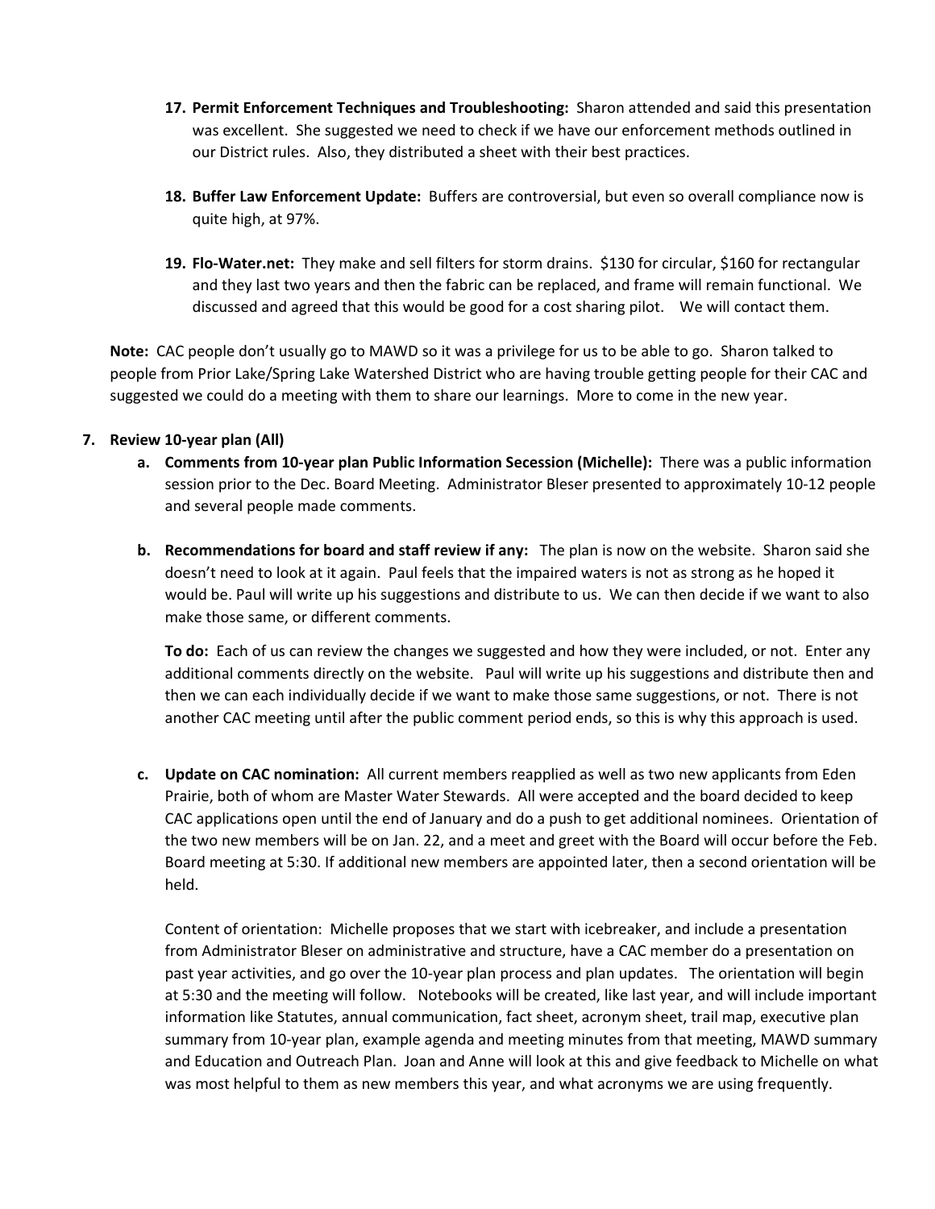17. **Permit Enforcement Techniques and Troubleshooting:** Sharon attended and said this presentation was excellent. She suggested we need to check if we have our enforcement methods outlined in our District rules. Also, they distributed a sheet with their best practices.

18. **Buffer Law Enforcement Update:** Buffers are controversial, but even so overall compliance now is quite high, at 97%.

19. **Flo-Water.net:** They make and sell filters for storm drains. $130 for circular, $160 for rectangular and they last two years and then the fabric can be replaced, and frame will remain functional. We discussed and agreed that this would be good for a cost sharing pilot. We will contact them.

**Note:** CAC people don't usually go to MAWD so it was a privilege for us to be able to go. Sharon talked to people from Prior Lake/Spring Lake Watershed District who are having trouble getting people for their CAC and suggested we could do a meeting with them to share our learnings. More to come in the new year.

7. **Review 10-year plan (All)**
   a. **Comments from 10-year plan Public Information Secession (Michelle):** There was a public information session prior to the Dec. Board Meeting. Administrator Bleser presented to approximately 10-12 people and several people made comments.

   b. **Recommendations for board and staff review if any:** The plan is now on the website. Sharon said she doesn't need to look at it again. Paul feels that the impaired waters is not as strong as he hoped it would be. Paul will write up his suggestions and distribute to us. We can then decide if we want to also make those same, or different comments.

      **To do:** Each of us can review the changes we suggested and how they were included, or not. Enter any additional comments directly on the website. Paul will write up his suggestions and distribute then and then we can each individually decide if we want to make those same suggestions, or not. There is not another CAC meeting until after the public comment period ends, so this is why this approach is used.

   c. **Update on CAC nomination:** All current members reapplied as well as two new applicants from Eden Prairie, both of whom are Master Water Stewards. All were accepted and the board decided to keep CAC applications open until the end of January and do a push to get additional nominees. Orientation of the two new members will be on Jan. 22, and a meet and greet with the Board will occur before the Feb. Board meeting at 5:30. If additional new members are appointed later, then a second orientation will be held.

      Content of orientation: Michelle proposes that we start with icebreaker, and include a presentation from Administrator Bleser on administrative and structure, have a CAC member do a presentation on past year activities, and go over the 10-year plan process and plan updates. The orientation will begin at 5:30 and the meeting will follow. Notebooks will be created, like last year, and will include important information like Statutes, annual communication, fact sheet, acronym sheet, trail map, executive plan summary from 10-year plan, example agenda and meeting minutes from that meeting, MAWD summary and Education and Outreach Plan. Joan and Anne will look at this and give feedback to Michelle on what was most helpful to them as new members this year, and what acronyms we are using frequently.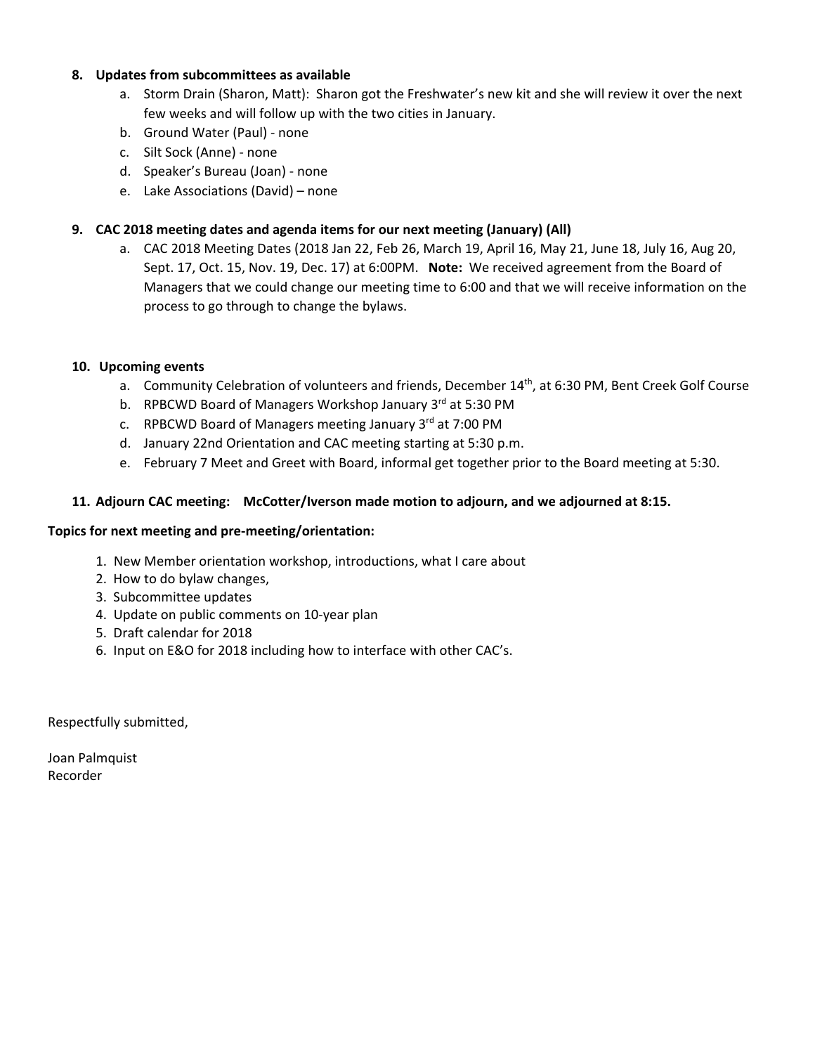8. **Updates from subcommittees as available**
   a. Storm Drain (Sharon, Matt): Sharon got the Freshwater's new kit and she will review it over the next few weeks and will follow up with the two cities in January.
   b. Ground Water (Paul) - none
   c. Silt Sock (Anne) - none
   d. Speaker's Bureau (Joan) - none
   e. Lake Associations (David) – none

9. **CAC 2018 meeting dates and agenda items for our next meeting (January) (All)**
   a. CAC 2018 Meeting Dates (2018 Jan 22, Feb 26, March 19, April 16, May 21, June 18, July 16, Aug 20, Sept. 17, Oct. 15, Nov. 19, Dec. 17) at 6:00PM. **Note:** We received agreement from the Board of Managers that we could change our meeting time to 6:00 and that we will receive information on the process to go through to change the bylaws.

10. **Upcoming events**
    a. Community Celebration of volunteers and friends, December 14th, at 6:30 PM, Bent Creek Golf Course
    b. RPBCWD Board of Managers Workshop January 3rd at 5:30 PM
    c. RPBCWD Board of Managers meeting January 3rd at 7:00 PM
    d. January 22nd Orientation and CAC meeting starting at 5:30 p.m.
    e. February 7 Meet and Greet with Board, informal get together prior to the Board meeting at 5:30.

11. **Adjourn CAC meeting: McCotter/Iverson made motion to adjourn, and we adjourned at 8:15.**

**Topics for next meeting and pre-meeting/orientation:**

1. New Member orientation workshop, introductions, what I care about
2. How to do bylaw changes,
3. Subcommittee updates
4. Update on public comments on 10-year plan
5. Draft calendar for 2018
6. Input on E&O for 2018 including how to interface with other CAC's.

Respectfully submitted,

Joan Palmquist
Recorder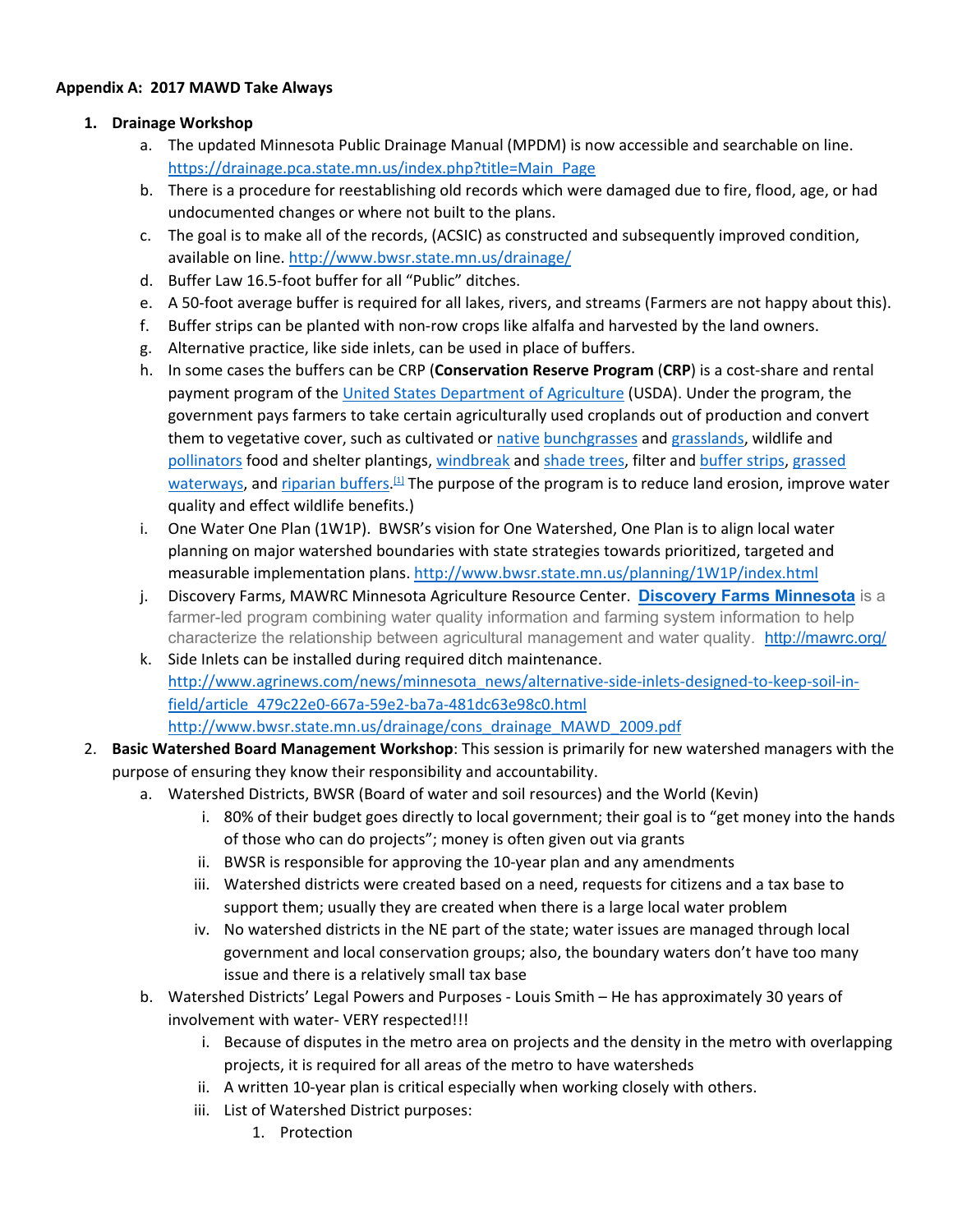**Appendix A: 2017 MAWD Take Always**

1. **Drainage Workshop**
    a. The updated Minnesota Public Drainage Manual (MPDM) is now accessible and searchable on line. https://drainage.pca.state.mn.us/index.php?title=Main_Page
    b. There is a procedure for reestablishing old records which were damaged due to fire, flood, age, or had undocumented changes or where not built to the plans.
    c. The goal is to make all of the records, (ACSIC) as constructed and subsequently improved condition, available on line. http://www.bwsr.state.mn.us/drainage/
    d. Buffer Law 16.5-foot buffer for all "Public" ditches.
    e. A 50-foot average buffer is required for all lakes, rivers, and streams (Farmers are not happy about this).
    f. Buffer strips can be planted with non-row crops like alfalfa and harvested by the land owners.
    g. Alternative practice, like side inlets, can be used in place of buffers.
    h. In some cases the buffers can be CRP (**Conservation Reserve Program** (**CRP**) is a cost-share and rental payment program of the United States Department of Agriculture (USDA). Under the program, the government pays farmers to take certain agriculturally used croplands out of production and convert them to vegetative cover, such as cultivated or native bunchgrasses and grasslands, wildlife and pollinators food and shelter plantings, windbreak and shade trees, filter and buffer strips, grassed waterways, and riparian buffers.[1] The purpose of the program is to reduce land erosion, improve water quality and effect wildlife benefits.)
    i. One Water One Plan (1W1P). BWSR's vision for One Watershed, One Plan is to align local water planning on major watershed boundaries with state strategies towards prioritized, targeted and measurable implementation plans. http://www.bwsr.state.mn.us/planning/1W1P/index.html
    j. Discovery Farms, MAWRC Minnesota Agriculture Resource Center. **Discovery Farms Minnesota** is a farmer-led program combining water quality information and farming system information to help characterize the relationship between agricultural management and water quality. http://mawrc.org/
    k. Side Inlets can be installed during required ditch maintenance. http://www.agrinews.com/news/minnesota_news/alternative-side-inlets-designed-to-keep-soil-in-field/article_479c22e0-667a-59e2-ba7a-481dc63e98c0.html http://www.bwsr.state.mn.us/drainage/cons_drainage_MAWD_2009.pdf
2. **Basic Watershed Board Management Workshop**: This session is primarily for new watershed managers with the purpose of ensuring they know their responsibility and accountability.
    a. Watershed Districts, BWSR (Board of water and soil resources) and the World (Kevin)
        i. 80% of their budget goes directly to local government; their goal is to "get money into the hands of those who can do projects"; money is often given out via grants
        ii. BWSR is responsible for approving the 10-year plan and any amendments
        iii. Watershed districts were created based on a need, requests for citizens and a tax base to support them; usually they are created when there is a large local water problem
        iv. No watershed districts in the NE part of the state; water issues are managed through local government and local conservation groups; also, the boundary waters don't have too many issue and there is a relatively small tax base
    b. Watershed Districts' Legal Powers and Purposes - Louis Smith – He has approximately 30 years of involvement with water- VERY respected!!!
        i. Because of disputes in the metro area on projects and the density in the metro with overlapping projects, it is required for all areas of the metro to have watersheds
        ii. A written 10-year plan is critical especially when working closely with others.
        iii. List of Watershed District purposes:
            1. Protection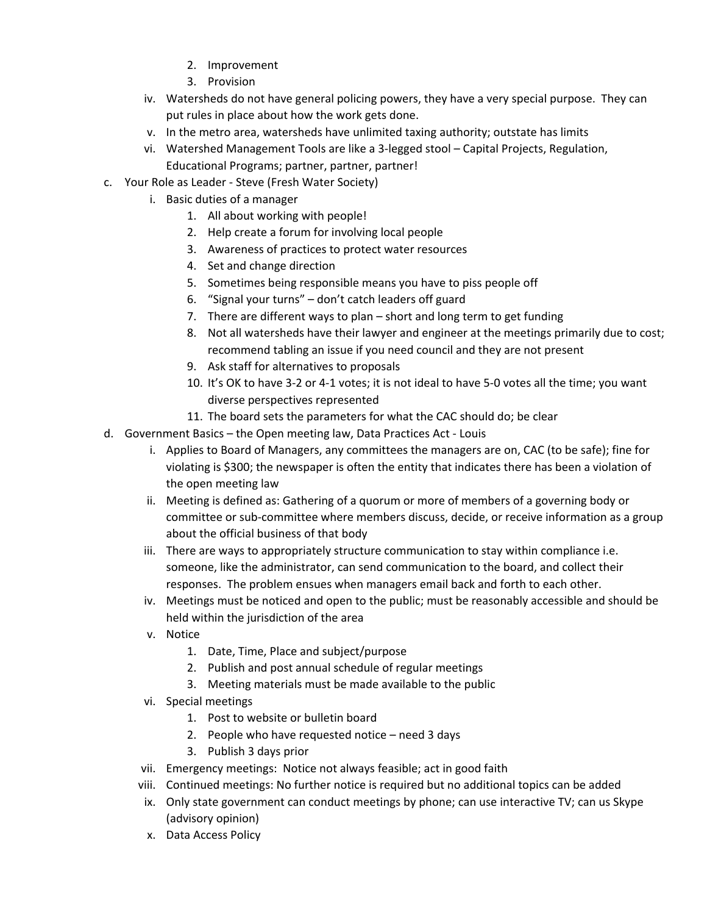2. Improvement
            3. Provision
    iv. Watersheds do not have general policing powers, they have a very special purpose. They can put rules in place about how the work gets done.
    v. In the metro area, watersheds have unlimited taxing authority; outstate has limits
    vi. Watershed Management Tools are like a 3-legged stool – Capital Projects, Regulation, Educational Programs; partner, partner, partner!

c. Your Role as Leader - Steve (Fresh Water Society)
    i. Basic duties of a manager
        1. All about working with people!
        2. Help create a forum for involving local people
        3. Awareness of practices to protect water resources
        4. Set and change direction
        5. Sometimes being responsible means you have to piss people off
        6. "Signal your turns" – don't catch leaders off guard
        7. There are different ways to plan – short and long term to get funding
        8. Not all watersheds have their lawyer and engineer at the meetings primarily due to cost; recommend tabling an issue if you need council and they are not present
        9. Ask staff for alternatives to proposals
        10. It's OK to have 3-2 or 4-1 votes; it is not ideal to have 5-0 votes all the time; you want diverse perspectives represented
        11. The board sets the parameters for what the CAC should do; be clear

d. Government Basics – the Open meeting law, Data Practices Act - Louis
    i. Applies to Board of Managers, any committees the managers are on, CAC (to be safe); fine for violating is $300; the newspaper is often the entity that indicates there has been a violation of the open meeting law
    ii. Meeting is defined as: Gathering of a quorum or more of members of a governing body or committee or sub-committee where members discuss, decide, or receive information as a group about the official business of that body
    iii. There are ways to appropriately structure communication to stay within compliance i.e. someone, like the administrator, can send communication to the board, and collect their responses. The problem ensues when managers email back and forth to each other.
    iv. Meetings must be noticed and open to the public; must be reasonably accessible and should be held within the jurisdiction of the area
    v. Notice
        1. Date, Time, Place and subject/purpose
        2. Publish and post annual schedule of regular meetings
        3. Meeting materials must be made available to the public
    vi. Special meetings
        1. Post to website or bulletin board
        2. People who have requested notice – need 3 days
        3. Publish 3 days prior
    vii. Emergency meetings: Notice not always feasible; act in good faith
    viii. Continued meetings: No further notice is required but no additional topics can be added
    ix. Only state government can conduct meetings by phone; can use interactive TV; can us Skype (advisory opinion)
    x. Data Access Policy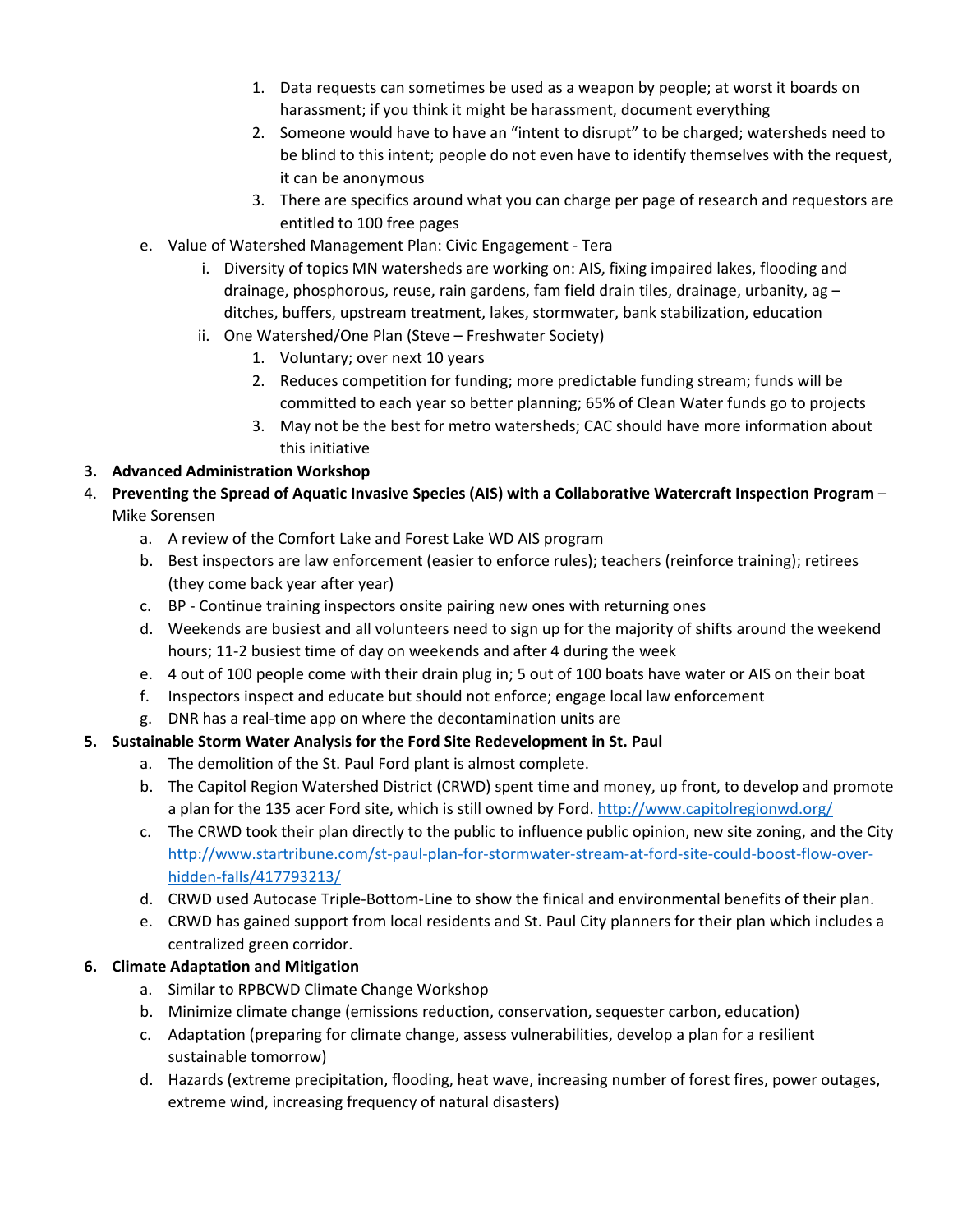1. Data requests can sometimes be used as a weapon by people; at worst it boards on harassment; if you think it might be harassment, document everything
      2. Someone would have to have an "intent to disrupt" to be charged; watersheds need to be blind to this intent; people do not even have to identify themselves with the request, it can be anonymous
      3. There are specifics around what you can charge per page of research and requestors are entitled to 100 free pages

  e. Value of Watershed Management Plan: Civic Engagement - Tera
    i. Diversity of topics MN watersheds are working on: AIS, fixing impaired lakes, flooding and drainage, phosphorous, reuse, rain gardens, fam field drain tiles, drainage, urbanity, ag – ditches, buffers, upstream treatment, lakes, stormwater, bank stabilization, education
    ii. One Watershed/One Plan (Steve – Freshwater Society)
      1. Voluntary; over next 10 years
      2. Reduces competition for funding; more predictable funding stream; funds will be committed to each year so better planning; 65% of Clean Water funds go to projects
      3. May not be the best for metro watersheds; CAC should have more information about this initiative

3. **Advanced Administration Workshop**
4. **Preventing the Spread of Aquatic Invasive Species (AIS) with a Collaborative Watercraft Inspection Program** – Mike Sorensen
   a. A review of the Comfort Lake and Forest Lake WD AIS program
   b. Best inspectors are law enforcement (easier to enforce rules); teachers (reinforce training); retirees (they come back year after year)
   c. BP - Continue training inspectors onsite pairing new ones with returning ones
   d. Weekends are busiest and all volunteers need to sign up for the majority of shifts around the weekend hours; 11-2 busiest time of day on weekends and after 4 during the week
   e. 4 out of 100 people come with their drain plug in; 5 out of 100 boats have water or AIS on their boat
   f. Inspectors inspect and educate but should not enforce; engage local law enforcement
   g. DNR has a real-time app on where the decontamination units are
5. **Sustainable Storm Water Analysis for the Ford Site Redevelopment in St. Paul**
   a. The demolition of the St. Paul Ford plant is almost complete.
   b. The Capitol Region Watershed District (CRWD) spent time and money, up front, to develop and promote a plan for the 135 acer Ford site, which is still owned by Ford. http://www.capitolregionwd.org/
   c. The CRWD took their plan directly to the public to influence public opinion, new site zoning, and the City http://www.startribune.com/st-paul-plan-for-stormwater-stream-at-ford-site-could-boost-flow-over-hidden-falls/417793213/
   d. CRWD used Autocase Triple-Bottom-Line to show the finical and environmental benefits of their plan.
   e. CRWD has gained support from local residents and St. Paul City planners for their plan which includes a centralized green corridor.
6. **Climate Adaptation and Mitigation**
   a. Similar to RPBCWD Climate Change Workshop
   b. Minimize climate change (emissions reduction, conservation, sequester carbon, education)
   c. Adaptation (preparing for climate change, assess vulnerabilities, develop a plan for a resilient sustainable tomorrow)
   d. Hazards (extreme precipitation, flooding, heat wave, increasing number of forest fires, power outages, extreme wind, increasing frequency of natural disasters)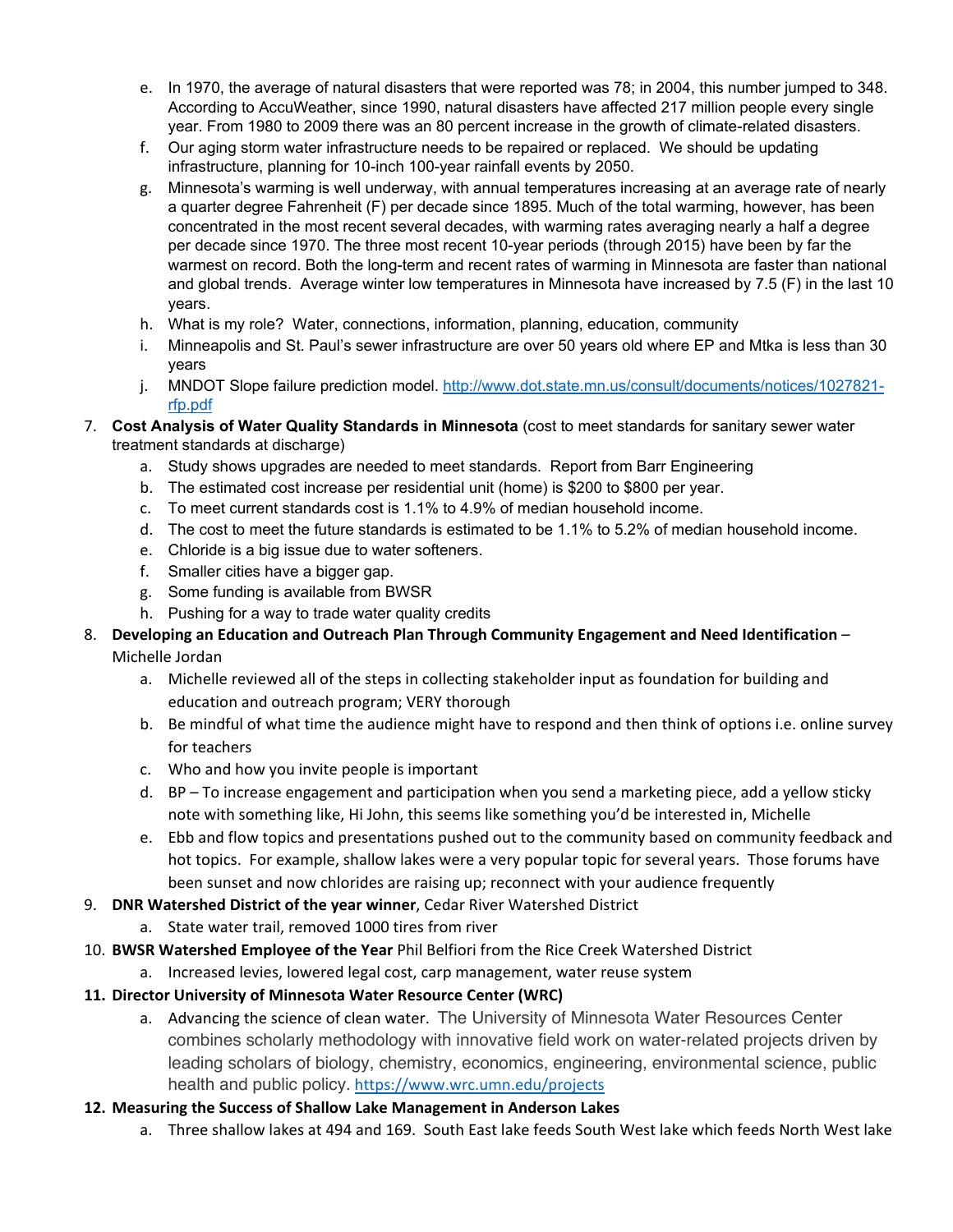e. In 1970, the average of natural disasters that were reported was 78; in 2004, this number jumped to 348. According to AccuWeather, since 1990, natural disasters have affected 217 million people every single year. From 1980 to 2009 there was an 80 percent increase in the growth of climate-related disasters.
   f. Our aging storm water infrastructure needs to be repaired or replaced. We should be updating infrastructure, planning for 10-inch 100-year rainfall events by 2050.
   g. Minnesota's warming is well underway, with annual temperatures increasing at an average rate of nearly a quarter degree Fahrenheit (F) per decade since 1895. Much of the total warming, however, has been concentrated in the most recent several decades, with warming rates averaging nearly a half a degree per decade since 1970. The three most recent 10-year periods (through 2015) have been by far the warmest on record. Both the long-term and recent rates of warming in Minnesota are faster than national and global trends. Average winter low temperatures in Minnesota have increased by 7.5 (F) in the last 10 years.
   h. What is my role? Water, connections, information, planning, education, community
   i. Minneapolis and St. Paul's sewer infrastructure are over 50 years old where EP and Mtka is less than 30 years
   j. MNDOT Slope failure prediction model. [http://www.dot.state.mn.us/consult/documents/notices/1027821-rfp.pdf](http://www.dot.state.mn.us/consult/documents/notices/1027821-rfp.pdf)

7. **Cost Analysis of Water Quality Standards in Minnesota** (cost to meet standards for sanitary sewer water treatment standards at discharge)
   a. Study shows upgrades are needed to meet standards. Report from Barr Engineering
   b. The estimated cost increase per residential unit (home) is $200 to $800 per year.
   c. To meet current standards cost is 1.1% to 4.9% of median household income.
   d. The cost to meet the future standards is estimated to be 1.1% to 5.2% of median household income.
   e. Chloride is a big issue due to water softeners.
   f. Smaller cities have a bigger gap.
   g. Some funding is available from BWSR
   h. Pushing for a way to trade water quality credits

8. **Developing an Education and Outreach Plan Through Community Engagement and Need Identification** – Michelle Jordan
   a. Michelle reviewed all of the steps in collecting stakeholder input as foundation for building and education and outreach program; VERY thorough
   b. Be mindful of what time the audience might have to respond and then think of options i.e. online survey for teachers
   c. Who and how you invite people is important
   d. BP – To increase engagement and participation when you send a marketing piece, add a yellow sticky note with something like, Hi John, this seems like something you'd be interested in, Michelle
   e. Ebb and flow topics and presentations pushed out to the community based on community feedback and hot topics. For example, shallow lakes were a very popular topic for several years. Those forums have been sunset and now chlorides are raising up; reconnect with your audience frequently

9. **DNR Watershed District of the year winner**, Cedar River Watershed District
   a. State water trail, removed 1000 tires from river

10. **BWSR Watershed Employee of the Year** Phil Belfiori from the Rice Creek Watershed District
    a. Increased levies, lowered legal cost, carp management, water reuse system

11. **Director University of Minnesota Water Resource Center (WRC)**
    a. Advancing the science of clean water. The University of Minnesota Water Resources Center combines scholarly methodology with innovative field work on water-related projects driven by leading scholars of biology, chemistry, economics, engineering, environmental science, public health and public policy. [https://www.wrc.umn.edu/projects](https://www.wrc.umn.edu/projects)

12. **Measuring the Success of Shallow Lake Management in Anderson Lakes**
    a. Three shallow lakes at 494 and 169. South East lake feeds South West lake which feeds North West lake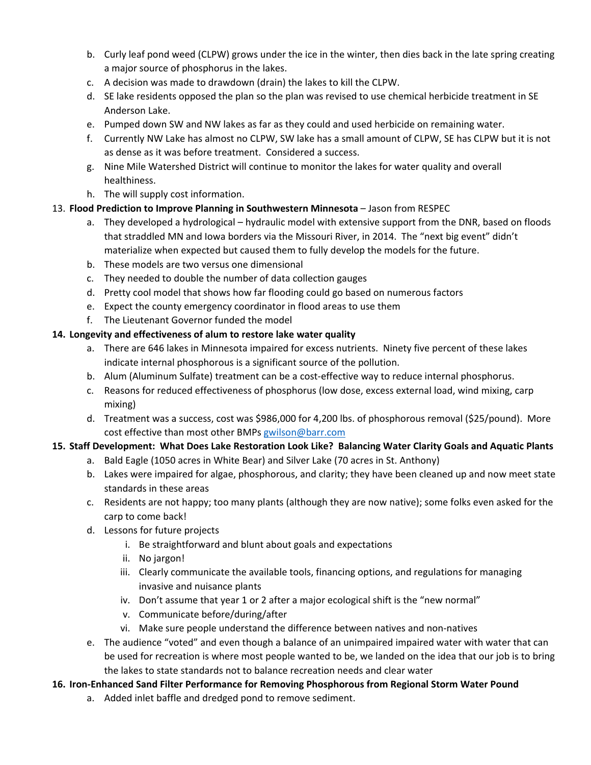b. Curly leaf pond weed (CLPW) grows under the ice in the winter, then dies back in the late spring creating a major source of phosphorus in the lakes.
c. A decision was made to drawdown (drain) the lakes to kill the CLPW.
d. SE lake residents opposed the plan so the plan was revised to use chemical herbicide treatment in SE Anderson Lake.
e. Pumped down SW and NW lakes as far as they could and used herbicide on remaining water.
f. Currently NW Lake has almost no CLPW, SW lake has a small amount of CLPW, SE has CLPW but it is not as dense as it was before treatment. Considered a success.
g. Nine Mile Watershed District will continue to monitor the lakes for water quality and overall healthiness.
h. The will supply cost information.

13. **Flood Prediction to Improve Planning in Southwestern Minnesota** – Jason from RESPEC
    a. They developed a hydrological – hydraulic model with extensive support from the DNR, based on floods that straddled MN and Iowa borders via the Missouri River, in 2014. The "next big event" didn't materialize when expected but caused them to fully develop the models for the future.
    b. These models are two versus one dimensional
    c. They needed to double the number of data collection gauges
    d. Pretty cool model that shows how far flooding could go based on numerous factors
    e. Expect the county emergency coordinator in flood areas to use them
    f. The Lieutenant Governor funded the model

14. **Longevity and effectiveness of alum to restore lake water quality**
    a. There are 646 lakes in Minnesota impaired for excess nutrients. Ninety five percent of these lakes indicate internal phosphorous is a significant source of the pollution.
    b. Alum (Aluminum Sulfate) treatment can be a cost-effective way to reduce internal phosphorus.
    c. Reasons for reduced effectiveness of phosphorus (low dose, excess external load, wind mixing, carp mixing)
    d. Treatment was a success, cost was $986,000 for 4,200 lbs. of phosphorous removal ($25/pound). More cost effective than most other BMPs gwilson@barr.com

15. **Staff Development: What Does Lake Restoration Look Like? Balancing Water Clarity Goals and Aquatic Plants**
    a. Bald Eagle (1050 acres in White Bear) and Silver Lake (70 acres in St. Anthony)
    b. Lakes were impaired for algae, phosphorous, and clarity; they have been cleaned up and now meet state standards in these areas
    c. Residents are not happy; too many plants (although they are now native); some folks even asked for the carp to come back!
    d. Lessons for future projects
       i. Be straightforward and blunt about goals and expectations
       ii. No jargon!
       iii. Clearly communicate the available tools, financing options, and regulations for managing invasive and nuisance plants
       iv. Don't assume that year 1 or 2 after a major ecological shift is the "new normal"
       v. Communicate before/during/after
       vi. Make sure people understand the difference between natives and non-natives
    e. The audience "voted" and even though a balance of an unimpaired impaired water with water that can be used for recreation is where most people wanted to be, we landed on the idea that our job is to bring the lakes to state standards not to balance recreation needs and clear water

16. **Iron-Enhanced Sand Filter Performance for Removing Phosphorous from Regional Storm Water Pound**
    a. Added inlet baffle and dredged pond to remove sediment.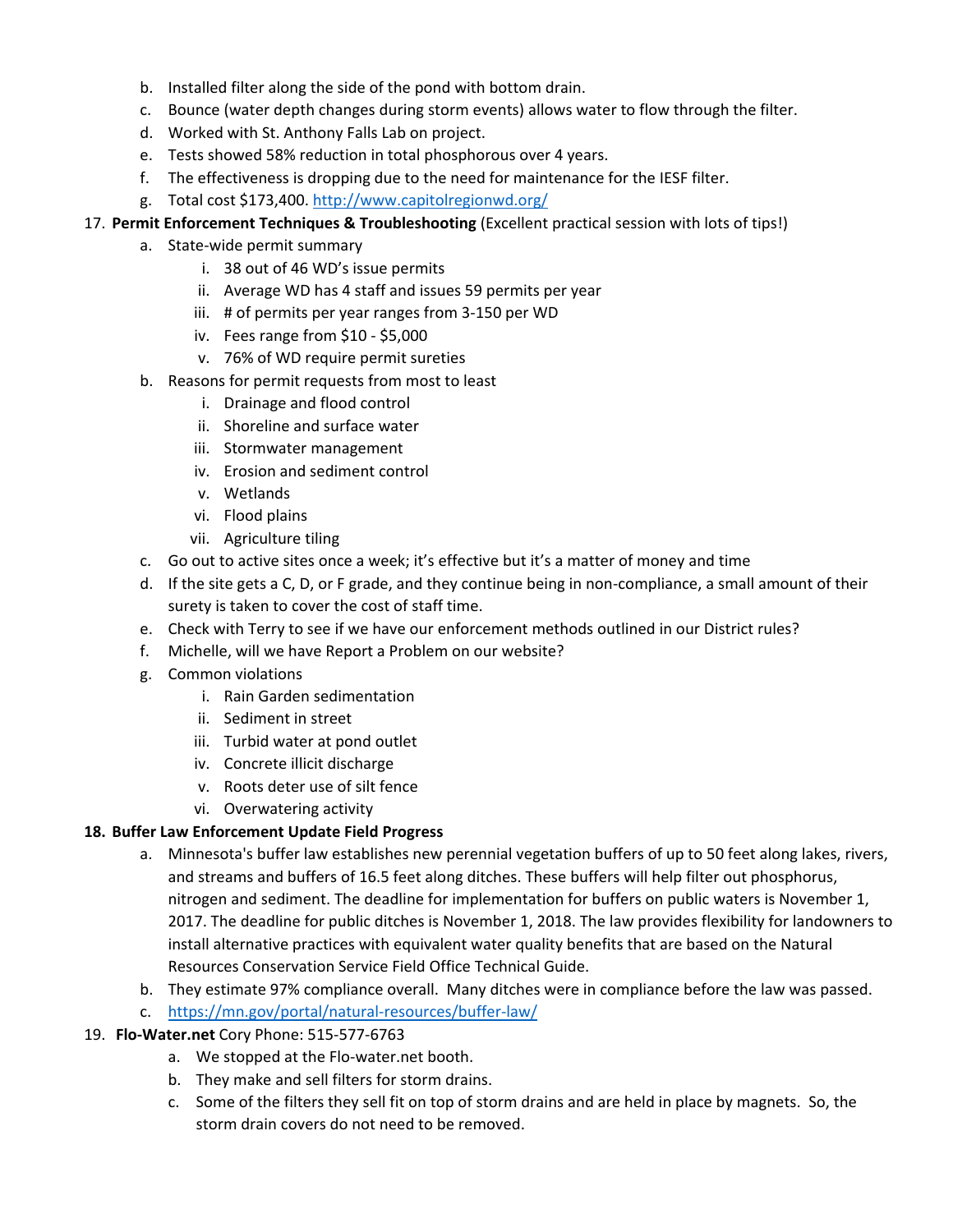b. Installed filter along the side of the pond with bottom drain.
   c. Bounce (water depth changes during storm events) allows water to flow through the filter.
   d. Worked with St. Anthony Falls Lab on project.
   e. Tests showed 58% reduction in total phosphorous over 4 years.
   f. The effectiveness is dropping due to the need for maintenance for the IESF filter.
   g. Total cost $173,400. [http://www.capitolregionwd.org/](http://www.capitolregionwd.org/)

17. **Permit Enforcement Techniques & Troubleshooting** (Excellent practical session with lots of tips!)
   a. State-wide permit summary
      i. 38 out of 46 WD's issue permits
      ii. Average WD has 4 staff and issues 59 permits per year
      iii. # of permits per year ranges from 3-150 per WD
      iv. Fees range from $10 - $5,000
      v. 76% of WD require permit sureties
   b. Reasons for permit requests from most to least
      i. Drainage and flood control
      ii. Shoreline and surface water
      iii. Stormwater management
      iv. Erosion and sediment control
      v. Wetlands
      vi. Flood plains
      vii. Agriculture tiling
   c. Go out to active sites once a week; it's effective but it's a matter of money and time
   d. If the site gets a C, D, or F grade, and they continue being in non-compliance, a small amount of their surety is taken to cover the cost of staff time.
   e. Check with Terry to see if we have our enforcement methods outlined in our District rules?
   f. Michelle, will we have Report a Problem on our website?
   g. Common violations
      i. Rain Garden sedimentation
      ii. Sediment in street
      iii. Turbid water at pond outlet
      iv. Concrete illicit discharge
      v. Roots deter use of silt fence
      vi. Overwatering activity

18. **Buffer Law Enforcement Update Field Progress**
   a. Minnesota's buffer law establishes new perennial vegetation buffers of up to 50 feet along lakes, rivers, and streams and buffers of 16.5 feet along ditches. These buffers will help filter out phosphorus, nitrogen and sediment. The deadline for implementation for buffers on public waters is November 1, 2017. The deadline for public ditches is November 1, 2018. The law provides flexibility for landowners to install alternative practices with equivalent water quality benefits that are based on the Natural Resources Conservation Service Field Office Technical Guide.
   b. They estimate 97% compliance overall. Many ditches were in compliance before the law was passed.
   c. [https://mn.gov/portal/natural-resources/buffer-law/](https://mn.gov/portal/natural-resources/buffer-law/)

19. **Flo-Water.net** Cory Phone: 515-577-6763
   a. We stopped at the Flo-water.net booth.
   b. They make and sell filters for storm drains.
   c. Some of the filters they sell fit on top of storm drains and are held in place by magnets. So, the storm drain covers do not need to be removed.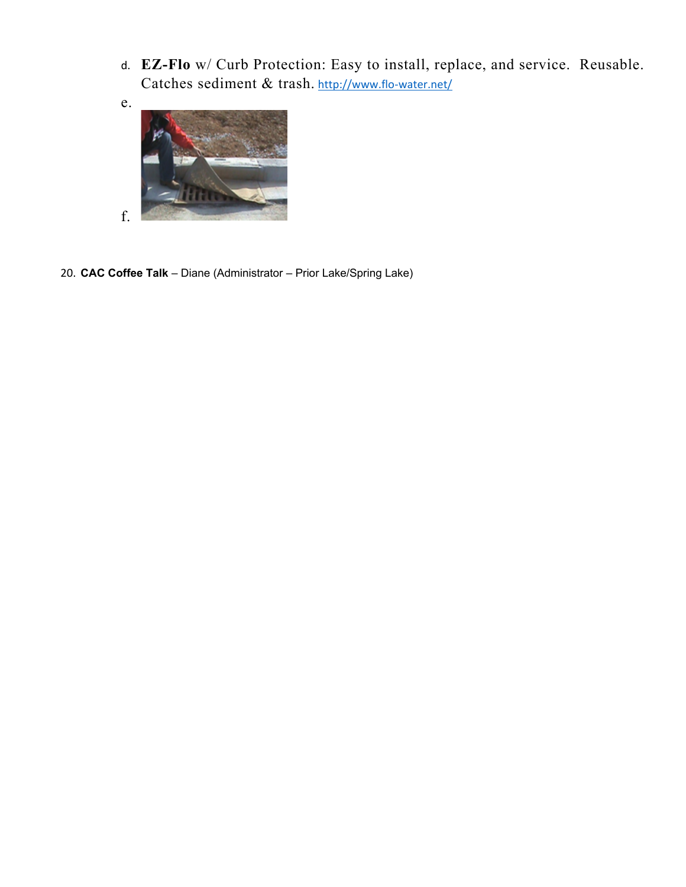d. **EZ-Flo** w/ Curb Protection: Easy to install, replace, and service. Reusable. Catches sediment & trash. http://www.flo-water.net/

e.

f.

20. **CAC Coffee Talk** – Diane (Administrator – Prior Lake/Spring Lake)